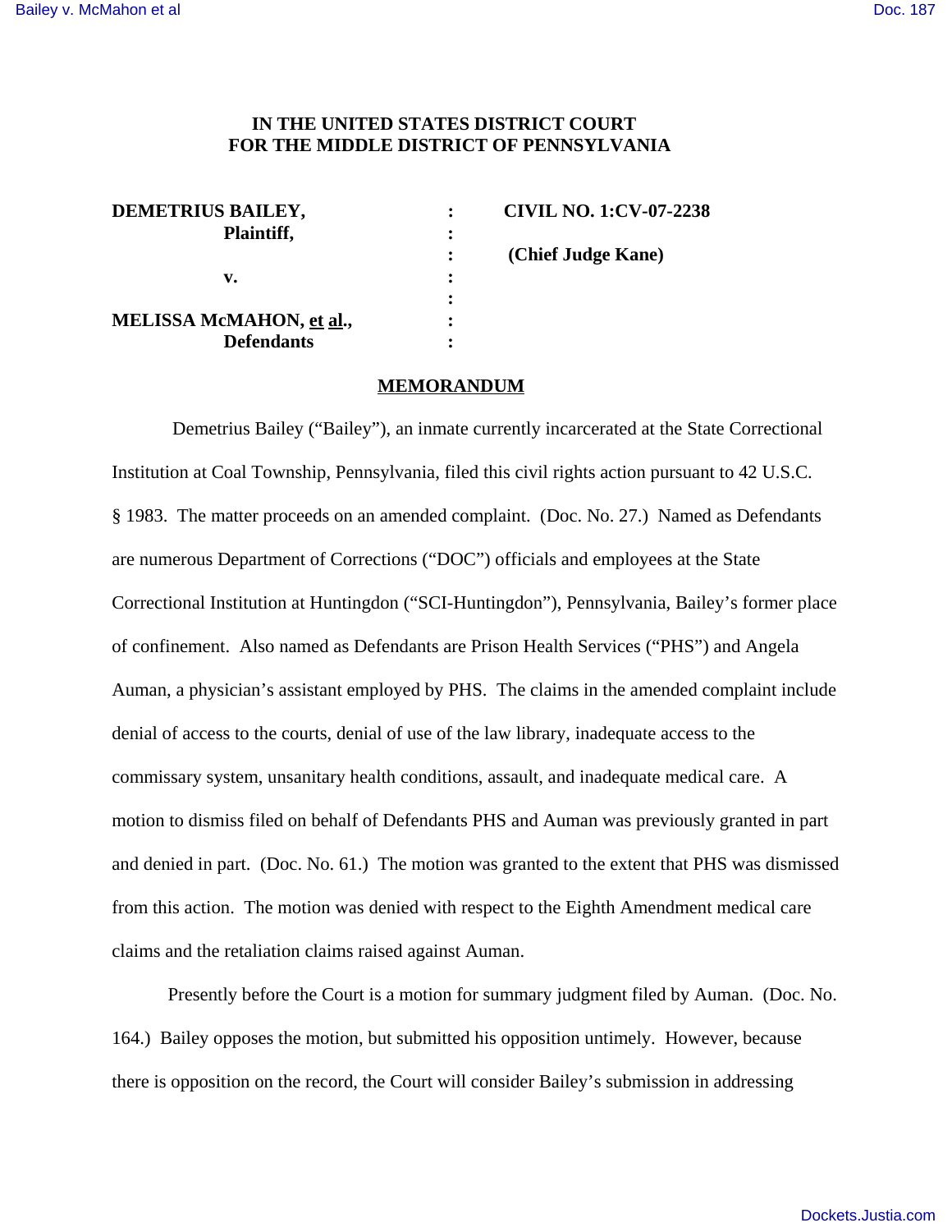**IN THE UNITED STATES DISTRICT COURT**
**FOR THE MIDDLE DISTRICT OF PENNSYLVANIA**

| | | |
|---|---|---|
| **DEMETRIUS BAILEY,** | : | **CIVIL NO. 1:CV-07-2238** |
| **Plaintiff,** | : | |
| | : | **(Chief Judge Kane)** |
| **v.** | : | |
| | : | |
| **MELISSA McMAHON, et al.,** | : | |
| **Defendants** | : | |

## MEMORANDUM

Demetrius Bailey ("Bailey"), an inmate currently incarcerated at the State Correctional Institution at Coal Township, Pennsylvania, filed this civil rights action pursuant to 42 U.S.C. § 1983. The matter proceeds on an amended complaint. (Doc. No. 27.) Named as Defendants are numerous Department of Corrections ("DOC") officials and employees at the State Correctional Institution at Huntingdon ("SCI-Huntingdon"), Pennsylvania, Bailey's former place of confinement. Also named as Defendants are Prison Health Services ("PHS") and Angela Auman, a physician's assistant employed by PHS. The claims in the amended complaint include denial of access to the courts, denial of use of the law library, inadequate access to the commissary system, unsanitary health conditions, assault, and inadequate medical care. A motion to dismiss filed on behalf of Defendants PHS and Auman was previously granted in part and denied in part. (Doc. No. 61.) The motion was granted to the extent that PHS was dismissed from this action. The motion was denied with respect to the Eighth Amendment medical care claims and the retaliation claims raised against Auman.

Presently before the Court is a motion for summary judgment filed by Auman. (Doc. No. 164.) Bailey opposes the motion, but submitted his opposition untimely. However, because there is opposition on the record, the Court will consider Bailey's submission in addressing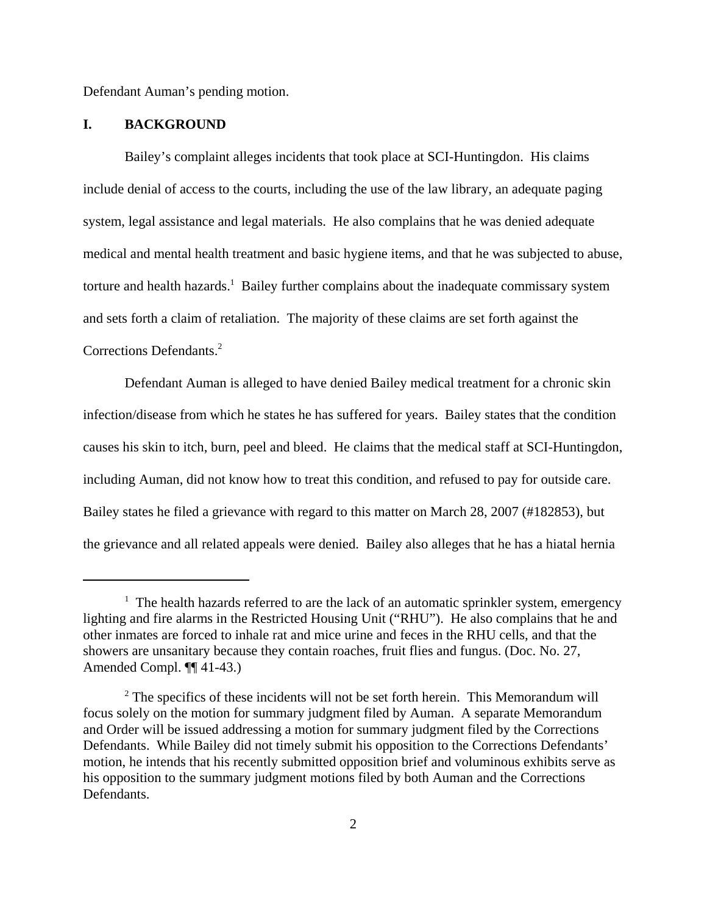Defendant Auman's pending motion.

## I. BACKGROUND

Bailey's complaint alleges incidents that took place at SCI-Huntingdon. His claims include denial of access to the courts, including the use of the law library, an adequate paging system, legal assistance and legal materials. He also complains that he was denied adequate medical and mental health treatment and basic hygiene items, and that he was subjected to abuse, torture and health hazards.[1] Bailey further complains about the inadequate commissary system and sets forth a claim of retaliation. The majority of these claims are set forth against the Corrections Defendants.[2]

Defendant Auman is alleged to have denied Bailey medical treatment for a chronic skin infection/disease from which he states he has suffered for years. Bailey states that the condition causes his skin to itch, burn, peel and bleed. He claims that the medical staff at SCI-Huntingdon, including Auman, did not know how to treat this condition, and refused to pay for outside care. Bailey states he filed a grievance with regard to this matter on March 28, 2007 (#182853), but the grievance and all related appeals were denied. Bailey also alleges that he has a hiatal hernia

---

[1] The health hazards referred to are the lack of an automatic sprinkler system, emergency lighting and fire alarms in the Restricted Housing Unit ("RHU"). He also complains that he and other inmates are forced to inhale rat and mice urine and feces in the RHU cells, and that the showers are unsanitary because they contain roaches, fruit flies and fungus. (Doc. No. 27, Amended Compl. ¶¶ 41-43.)

[2] The specifics of these incidents will not be set forth herein. This Memorandum will focus solely on the motion for summary judgment filed by Auman. A separate Memorandum and Order will be issued addressing a motion for summary judgment filed by the Corrections Defendants. While Bailey did not timely submit his opposition to the Corrections Defendants' motion, he intends that his recently submitted opposition brief and voluminous exhibits serve as his opposition to the summary judgment motions filed by both Auman and the Corrections Defendants.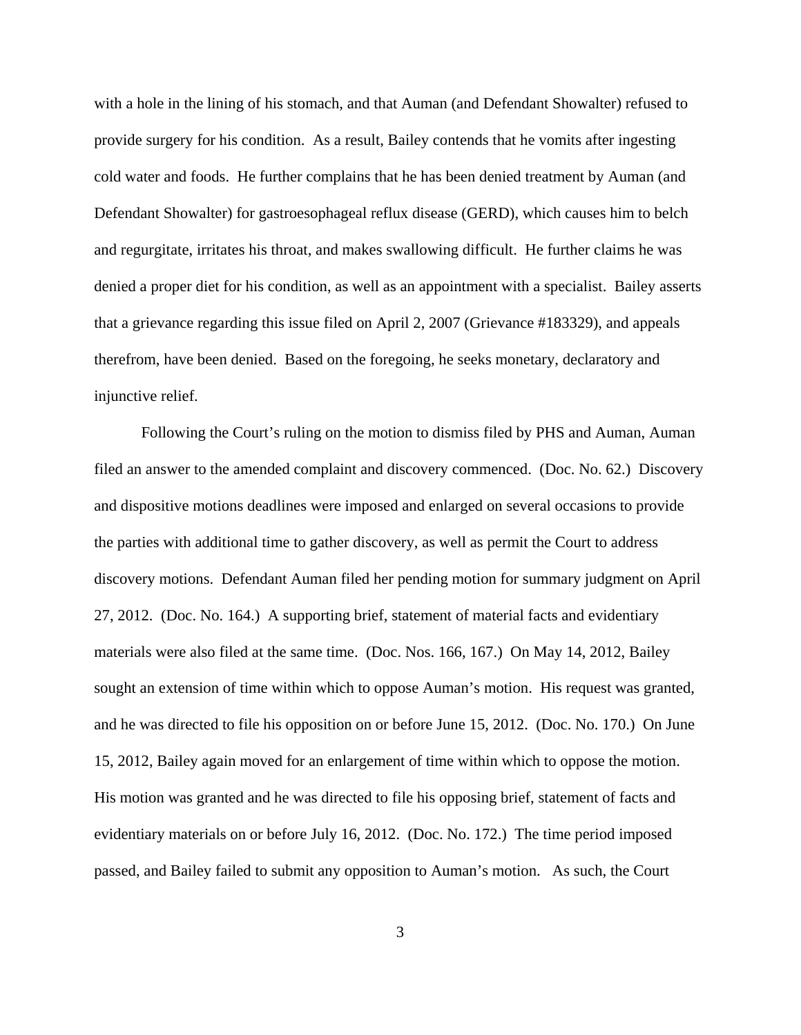with a hole in the lining of his stomach, and that Auman (and Defendant Showalter) refused to provide surgery for his condition. As a result, Bailey contends that he vomits after ingesting cold water and foods. He further complains that he has been denied treatment by Auman (and Defendant Showalter) for gastroesophageal reflux disease (GERD), which causes him to belch and regurgitate, irritates his throat, and makes swallowing difficult. He further claims he was denied a proper diet for his condition, as well as an appointment with a specialist. Bailey asserts that a grievance regarding this issue filed on April 2, 2007 (Grievance #183329), and appeals therefrom, have been denied. Based on the foregoing, he seeks monetary, declaratory and injunctive relief.

Following the Court's ruling on the motion to dismiss filed by PHS and Auman, Auman filed an answer to the amended complaint and discovery commenced. (Doc. No. 62.) Discovery and dispositive motions deadlines were imposed and enlarged on several occasions to provide the parties with additional time to gather discovery, as well as permit the Court to address discovery motions. Defendant Auman filed her pending motion for summary judgment on April 27, 2012. (Doc. No. 164.) A supporting brief, statement of material facts and evidentiary materials were also filed at the same time. (Doc. Nos. 166, 167.) On May 14, 2012, Bailey sought an extension of time within which to oppose Auman's motion. His request was granted, and he was directed to file his opposition on or before June 15, 2012. (Doc. No. 170.) On June 15, 2012, Bailey again moved for an enlargement of time within which to oppose the motion. His motion was granted and he was directed to file his opposing brief, statement of facts and evidentiary materials on or before July 16, 2012. (Doc. No. 172.) The time period imposed passed, and Bailey failed to submit any opposition to Auman's motion. As such, the Court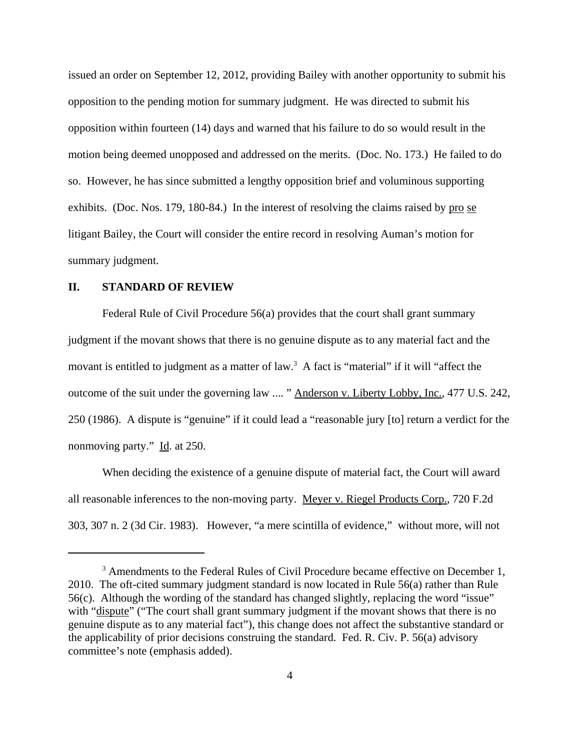issued an order on September 12, 2012, providing Bailey with another opportunity to submit his opposition to the pending motion for summary judgment. He was directed to submit his opposition within fourteen (14) days and warned that his failure to do so would result in the motion being deemed unopposed and addressed on the merits. (Doc. No. 173.) He failed to do so. However, he has since submitted a lengthy opposition brief and voluminous supporting exhibits. (Doc. Nos. 179, 180-84.) In the interest of resolving the claims raised by pro se litigant Bailey, the Court will consider the entire record in resolving Auman's motion for summary judgment.

## II. STANDARD OF REVIEW

Federal Rule of Civil Procedure 56(a) provides that the court shall grant summary judgment if the movant shows that there is no genuine dispute as to any material fact and the movant is entitled to judgment as a matter of law.[3] A fact is "material" if it will "affect the outcome of the suit under the governing law .... " Anderson v. Liberty Lobby, Inc., 477 U.S. 242, 250 (1986). A dispute is "genuine" if it could lead a "reasonable jury [to] return a verdict for the nonmoving party." Id. at 250.

When deciding the existence of a genuine dispute of material fact, the Court will award all reasonable inferences to the non-moving party. Meyer v. Riegel Products Corp., 720 F.2d 303, 307 n. 2 (3d Cir. 1983). However, "a mere scintilla of evidence," without more, will not

---

[3] Amendments to the Federal Rules of Civil Procedure became effective on December 1, 2010. The oft-cited summary judgment standard is now located in Rule 56(a) rather than Rule 56(c). Although the wording of the standard has changed slightly, replacing the word "issue" with "dispute" ("The court shall grant summary judgment if the movant shows that there is no genuine dispute as to any material fact"), this change does not affect the substantive standard or the applicability of prior decisions construing the standard. Fed. R. Civ. P. 56(a) advisory committee's note (emphasis added).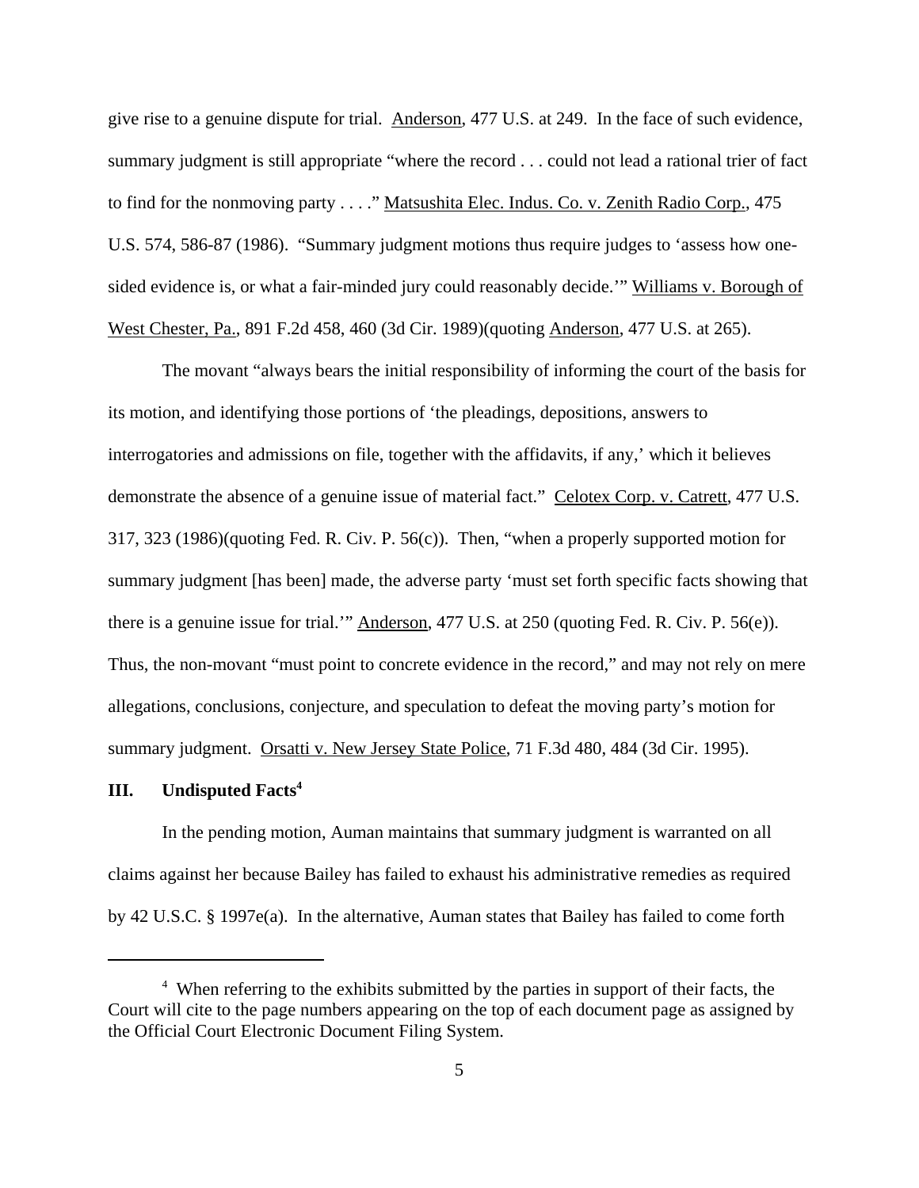give rise to a genuine dispute for trial. Anderson, 477 U.S. at 249. In the face of such evidence, summary judgment is still appropriate "where the record . . . could not lead a rational trier of fact to find for the nonmoving party . . . ." Matsushita Elec. Indus. Co. v. Zenith Radio Corp., 475 U.S. 574, 586-87 (1986). "Summary judgment motions thus require judges to 'assess how one-sided evidence is, or what a fair-minded jury could reasonably decide.'" Williams v. Borough of West Chester, Pa., 891 F.2d 458, 460 (3d Cir. 1989)(quoting Anderson, 477 U.S. at 265).

The movant "always bears the initial responsibility of informing the court of the basis for its motion, and identifying those portions of 'the pleadings, depositions, answers to interrogatories and admissions on file, together with the affidavits, if any,' which it believes demonstrate the absence of a genuine issue of material fact." Celotex Corp. v. Catrett, 477 U.S. 317, 323 (1986)(quoting Fed. R. Civ. P. 56(c)). Then, "when a properly supported motion for summary judgment [has been] made, the adverse party 'must set forth specific facts showing that there is a genuine issue for trial.'" Anderson, 477 U.S. at 250 (quoting Fed. R. Civ. P. 56(e)). Thus, the non-movant "must point to concrete evidence in the record," and may not rely on mere allegations, conclusions, conjecture, and speculation to defeat the moving party's motion for summary judgment. Orsatti v. New Jersey State Police, 71 F.3d 480, 484 (3d Cir. 1995).

## III. Undisputed Facts[4]

In the pending motion, Auman maintains that summary judgment is warranted on all claims against her because Bailey has failed to exhaust his administrative remedies as required by 42 U.S.C. § 1997e(a). In the alternative, Auman states that Bailey has failed to come forth

[4] When referring to the exhibits submitted by the parties in support of their facts, the Court will cite to the page numbers appearing on the top of each document page as assigned by the Official Court Electronic Document Filing System.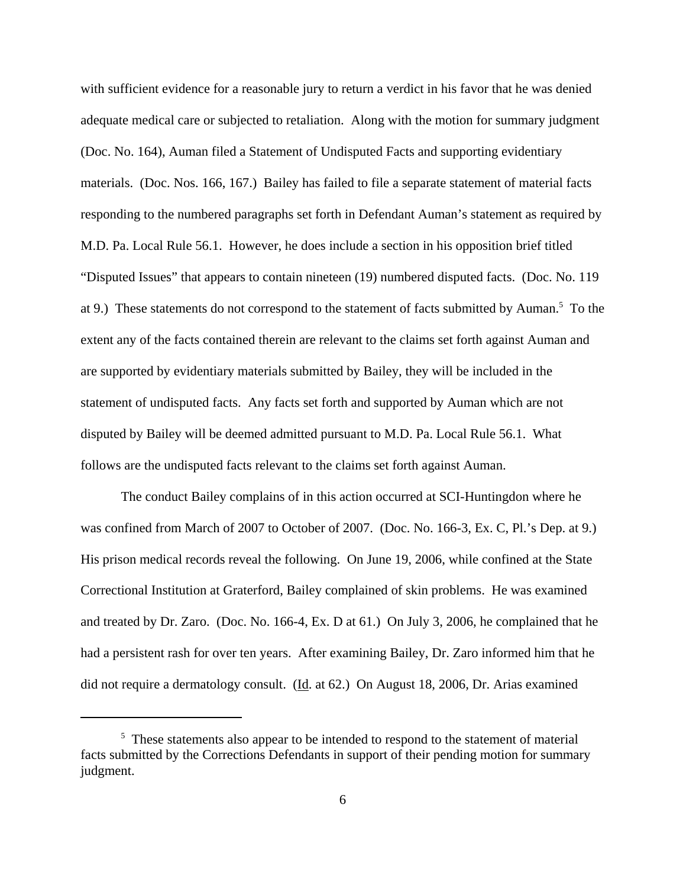with sufficient evidence for a reasonable jury to return a verdict in his favor that he was denied adequate medical care or subjected to retaliation. Along with the motion for summary judgment (Doc. No. 164), Auman filed a Statement of Undisputed Facts and supporting evidentiary materials. (Doc. Nos. 166, 167.) Bailey has failed to file a separate statement of material facts responding to the numbered paragraphs set forth in Defendant Auman's statement as required by M.D. Pa. Local Rule 56.1. However, he does include a section in his opposition brief titled "Disputed Issues" that appears to contain nineteen (19) numbered disputed facts. (Doc. No. 119 at 9.) These statements do not correspond to the statement of facts submitted by Auman.[5] To the extent any of the facts contained therein are relevant to the claims set forth against Auman and are supported by evidentiary materials submitted by Bailey, they will be included in the statement of undisputed facts. Any facts set forth and supported by Auman which are not disputed by Bailey will be deemed admitted pursuant to M.D. Pa. Local Rule 56.1. What follows are the undisputed facts relevant to the claims set forth against Auman.

The conduct Bailey complains of in this action occurred at SCI-Huntingdon where he was confined from March of 2007 to October of 2007. (Doc. No. 166-3, Ex. C, Pl.'s Dep. at 9.) His prison medical records reveal the following. On June 19, 2006, while confined at the State Correctional Institution at Graterford, Bailey complained of skin problems. He was examined and treated by Dr. Zaro. (Doc. No. 166-4, Ex. D at 61.) On July 3, 2006, he complained that he had a persistent rash for over ten years. After examining Bailey, Dr. Zaro informed him that he did not require a dermatology consult. (Id. at 62.) On August 18, 2006, Dr. Arias examined

[5] These statements also appear to be intended to respond to the statement of material facts submitted by the Corrections Defendants in support of their pending motion for summary judgment.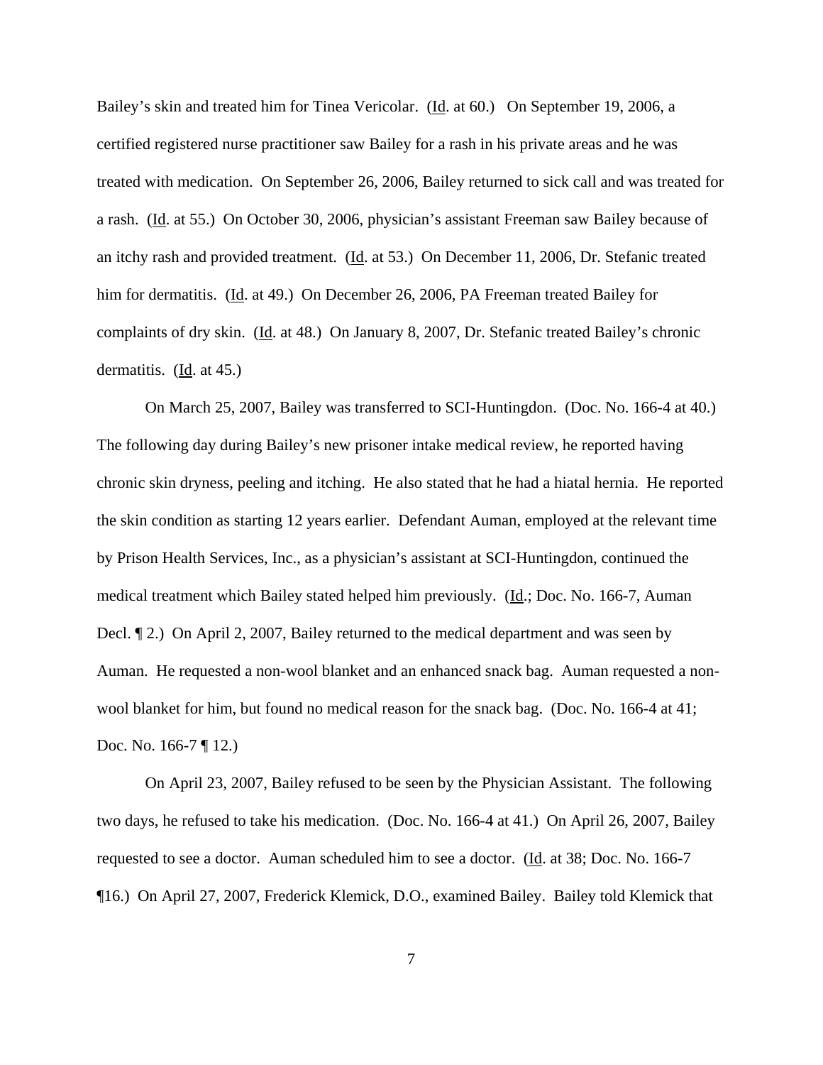Bailey's skin and treated him for Tinea Vericolar. (Id. at 60.) On September 19, 2006, a certified registered nurse practitioner saw Bailey for a rash in his private areas and he was treated with medication. On September 26, 2006, Bailey returned to sick call and was treated for a rash. (Id. at 55.) On October 30, 2006, physician's assistant Freeman saw Bailey because of an itchy rash and provided treatment. (Id. at 53.) On December 11, 2006, Dr. Stefanic treated him for dermatitis. (Id. at 49.) On December 26, 2006, PA Freeman treated Bailey for complaints of dry skin. (Id. at 48.) On January 8, 2007, Dr. Stefanic treated Bailey's chronic dermatitis. (Id. at 45.)

On March 25, 2007, Bailey was transferred to SCI-Huntingdon. (Doc. No. 166-4 at 40.) The following day during Bailey's new prisoner intake medical review, he reported having chronic skin dryness, peeling and itching. He also stated that he had a hiatal hernia. He reported the skin condition as starting 12 years earlier. Defendant Auman, employed at the relevant time by Prison Health Services, Inc., as a physician's assistant at SCI-Huntingdon, continued the medical treatment which Bailey stated helped him previously. (Id.; Doc. No. 166-7, Auman Decl. ¶ 2.) On April 2, 2007, Bailey returned to the medical department and was seen by Auman. He requested a non-wool blanket and an enhanced snack bag. Auman requested a non-wool blanket for him, but found no medical reason for the snack bag. (Doc. No. 166-4 at 41; Doc. No. 166-7 ¶ 12.)

On April 23, 2007, Bailey refused to be seen by the Physician Assistant. The following two days, he refused to take his medication. (Doc. No. 166-4 at 41.) On April 26, 2007, Bailey requested to see a doctor. Auman scheduled him to see a doctor. (Id. at 38; Doc. No. 166-7 ¶16.) On April 27, 2007, Frederick Klemick, D.O., examined Bailey. Bailey told Klemick that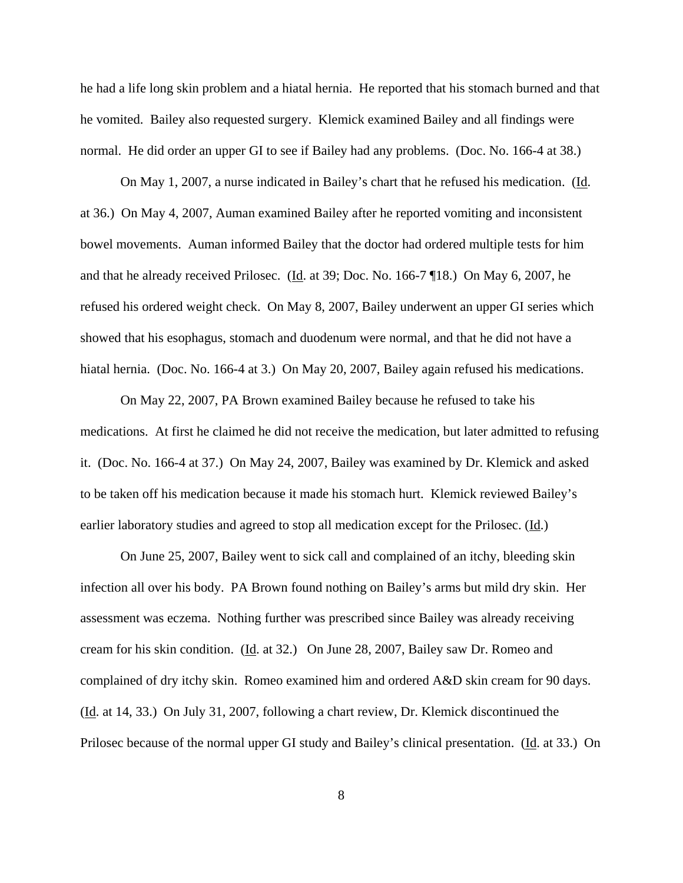he had a life long skin problem and a hiatal hernia. He reported that his stomach burned and that he vomited. Bailey also requested surgery. Klemick examined Bailey and all findings were normal. He did order an upper GI to see if Bailey had any problems. (Doc. No. 166-4 at 38.)

On May 1, 2007, a nurse indicated in Bailey's chart that he refused his medication. (Id. at 36.) On May 4, 2007, Auman examined Bailey after he reported vomiting and inconsistent bowel movements. Auman informed Bailey that the doctor had ordered multiple tests for him and that he already received Prilosec. (Id. at 39; Doc. No. 166-7 ¶18.) On May 6, 2007, he refused his ordered weight check. On May 8, 2007, Bailey underwent an upper GI series which showed that his esophagus, stomach and duodenum were normal, and that he did not have a hiatal hernia. (Doc. No. 166-4 at 3.) On May 20, 2007, Bailey again refused his medications.

On May 22, 2007, PA Brown examined Bailey because he refused to take his medications. At first he claimed he did not receive the medication, but later admitted to refusing it. (Doc. No. 166-4 at 37.) On May 24, 2007, Bailey was examined by Dr. Klemick and asked to be taken off his medication because it made his stomach hurt. Klemick reviewed Bailey's earlier laboratory studies and agreed to stop all medication except for the Prilosec. (Id.)

On June 25, 2007, Bailey went to sick call and complained of an itchy, bleeding skin infection all over his body. PA Brown found nothing on Bailey's arms but mild dry skin. Her assessment was eczema. Nothing further was prescribed since Bailey was already receiving cream for his skin condition. (Id. at 32.) On June 28, 2007, Bailey saw Dr. Romeo and complained of dry itchy skin. Romeo examined him and ordered A&D skin cream for 90 days. (Id. at 14, 33.) On July 31, 2007, following a chart review, Dr. Klemick discontinued the Prilosec because of the normal upper GI study and Bailey's clinical presentation. (Id. at 33.) On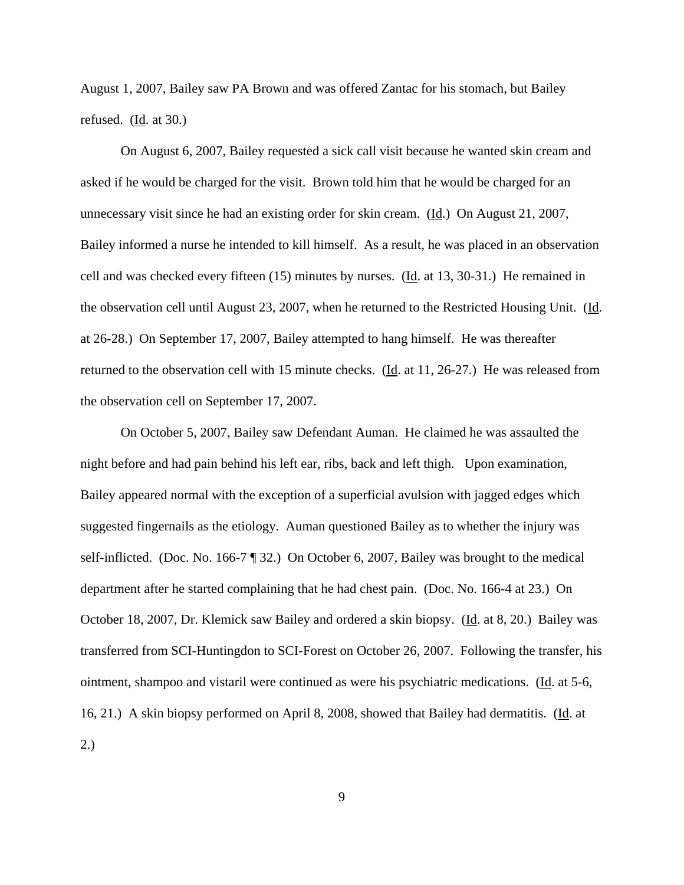August 1, 2007, Bailey saw PA Brown and was offered Zantac for his stomach, but Bailey refused. (Id. at 30.)

On August 6, 2007, Bailey requested a sick call visit because he wanted skin cream and asked if he would be charged for the visit. Brown told him that he would be charged for an unnecessary visit since he had an existing order for skin cream. (Id.) On August 21, 2007, Bailey informed a nurse he intended to kill himself. As a result, he was placed in an observation cell and was checked every fifteen (15) minutes by nurses. (Id. at 13, 30-31.) He remained in the observation cell until August 23, 2007, when he returned to the Restricted Housing Unit. (Id. at 26-28.) On September 17, 2007, Bailey attempted to hang himself. He was thereafter returned to the observation cell with 15 minute checks. (Id. at 11, 26-27.) He was released from the observation cell on September 17, 2007.

On October 5, 2007, Bailey saw Defendant Auman. He claimed he was assaulted the night before and had pain behind his left ear, ribs, back and left thigh. Upon examination, Bailey appeared normal with the exception of a superficial avulsion with jagged edges which suggested fingernails as the etiology. Auman questioned Bailey as to whether the injury was self-inflicted. (Doc. No. 166-7 ¶ 32.) On October 6, 2007, Bailey was brought to the medical department after he started complaining that he had chest pain. (Doc. No. 166-4 at 23.) On October 18, 2007, Dr. Klemick saw Bailey and ordered a skin biopsy. (Id. at 8, 20.) Bailey was transferred from SCI-Huntingdon to SCI-Forest on October 26, 2007. Following the transfer, his ointment, shampoo and vistaril were continued as were his psychiatric medications. (Id. at 5-6, 16, 21.) A skin biopsy performed on April 8, 2008, showed that Bailey had dermatitis. (Id. at 2.)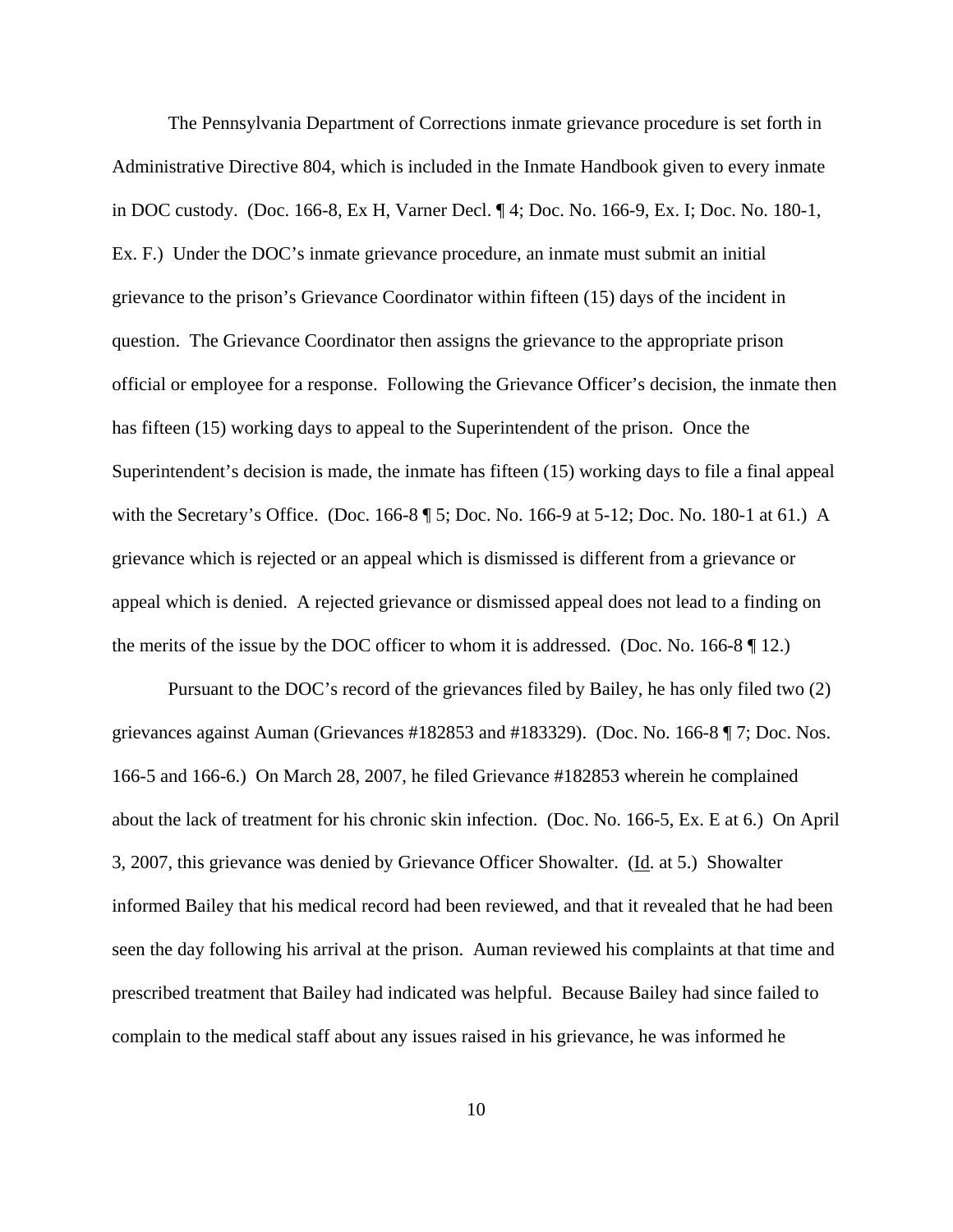The Pennsylvania Department of Corrections inmate grievance procedure is set forth in Administrative Directive 804, which is included in the Inmate Handbook given to every inmate in DOC custody. (Doc. 166-8, Ex H, Varner Decl. ¶ 4; Doc. No. 166-9, Ex. I; Doc. No. 180-1, Ex. F.) Under the DOC's inmate grievance procedure, an inmate must submit an initial grievance to the prison's Grievance Coordinator within fifteen (15) days of the incident in question. The Grievance Coordinator then assigns the grievance to the appropriate prison official or employee for a response. Following the Grievance Officer's decision, the inmate then has fifteen (15) working days to appeal to the Superintendent of the prison. Once the Superintendent's decision is made, the inmate has fifteen (15) working days to file a final appeal with the Secretary's Office. (Doc. 166-8 ¶ 5; Doc. No. 166-9 at 5-12; Doc. No. 180-1 at 61.) A grievance which is rejected or an appeal which is dismissed is different from a grievance or appeal which is denied. A rejected grievance or dismissed appeal does not lead to a finding on the merits of the issue by the DOC officer to whom it is addressed. (Doc. No. 166-8 ¶ 12.)

Pursuant to the DOC's record of the grievances filed by Bailey, he has only filed two (2) grievances against Auman (Grievances #182853 and #183329). (Doc. No. 166-8 ¶ 7; Doc. Nos. 166-5 and 166-6.) On March 28, 2007, he filed Grievance #182853 wherein he complained about the lack of treatment for his chronic skin infection. (Doc. No. 166-5, Ex. E at 6.) On April 3, 2007, this grievance was denied by Grievance Officer Showalter. (Id. at 5.) Showalter informed Bailey that his medical record had been reviewed, and that it revealed that he had been seen the day following his arrival at the prison. Auman reviewed his complaints at that time and prescribed treatment that Bailey had indicated was helpful. Because Bailey had since failed to complain to the medical staff about any issues raised in his grievance, he was informed he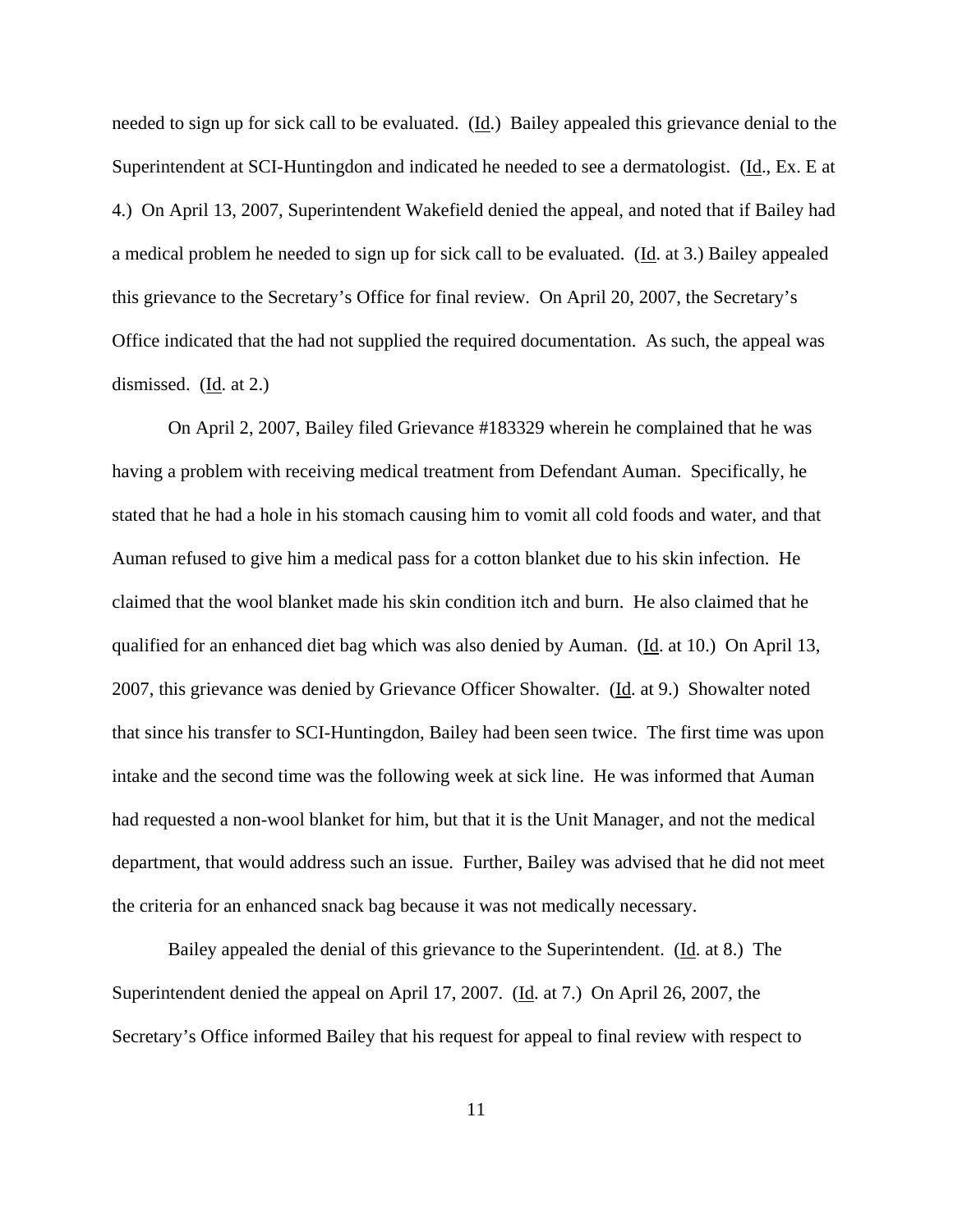needed to sign up for sick call to be evaluated. (Id.) Bailey appealed this grievance denial to the Superintendent at SCI-Huntingdon and indicated he needed to see a dermatologist. (Id., Ex. E at 4.) On April 13, 2007, Superintendent Wakefield denied the appeal, and noted that if Bailey had a medical problem he needed to sign up for sick call to be evaluated. (Id. at 3.) Bailey appealed this grievance to the Secretary's Office for final review. On April 20, 2007, the Secretary's Office indicated that the had not supplied the required documentation. As such, the appeal was dismissed. (Id. at 2.)

On April 2, 2007, Bailey filed Grievance #183329 wherein he complained that he was having a problem with receiving medical treatment from Defendant Auman. Specifically, he stated that he had a hole in his stomach causing him to vomit all cold foods and water, and that Auman refused to give him a medical pass for a cotton blanket due to his skin infection. He claimed that the wool blanket made his skin condition itch and burn. He also claimed that he qualified for an enhanced diet bag which was also denied by Auman. (Id. at 10.) On April 13, 2007, this grievance was denied by Grievance Officer Showalter. (Id. at 9.) Showalter noted that since his transfer to SCI-Huntingdon, Bailey had been seen twice. The first time was upon intake and the second time was the following week at sick line. He was informed that Auman had requested a non-wool blanket for him, but that it is the Unit Manager, and not the medical department, that would address such an issue. Further, Bailey was advised that he did not meet the criteria for an enhanced snack bag because it was not medically necessary.

Bailey appealed the denial of this grievance to the Superintendent. (Id. at 8.) The Superintendent denied the appeal on April 17, 2007. (Id. at 7.) On April 26, 2007, the Secretary's Office informed Bailey that his request for appeal to final review with respect to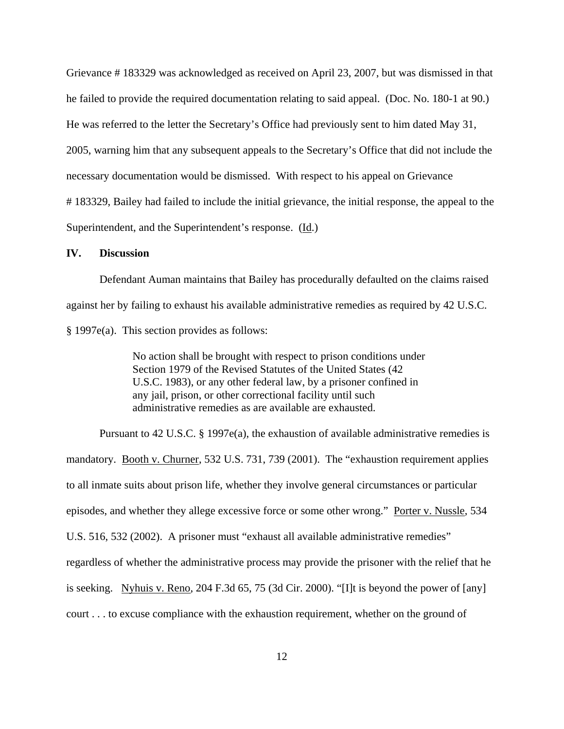Grievance # 183329 was acknowledged as received on April 23, 2007, but was dismissed in that he failed to provide the required documentation relating to said appeal. (Doc. No. 180-1 at 90.) He was referred to the letter the Secretary's Office had previously sent to him dated May 31, 2005, warning him that any subsequent appeals to the Secretary's Office that did not include the necessary documentation would be dismissed. With respect to his appeal on Grievance # 183329, Bailey had failed to include the initial grievance, the initial response, the appeal to the Superintendent, and the Superintendent's response. (Id.)

## IV. Discussion

Defendant Auman maintains that Bailey has procedurally defaulted on the claims raised against her by failing to exhaust his available administrative remedies as required by 42 U.S.C. § 1997e(a). This section provides as follows:

> No action shall be brought with respect to prison conditions under Section 1979 of the Revised Statutes of the United States (42 U.S.C. 1983), or any other federal law, by a prisoner confined in any jail, prison, or other correctional facility until such administrative remedies as are available are exhausted.

Pursuant to 42 U.S.C. § 1997e(a), the exhaustion of available administrative remedies is mandatory. Booth v. Churner, 532 U.S. 731, 739 (2001). The "exhaustion requirement applies to all inmate suits about prison life, whether they involve general circumstances or particular episodes, and whether they allege excessive force or some other wrong." Porter v. Nussle, 534 U.S. 516, 532 (2002). A prisoner must "exhaust all available administrative remedies" regardless of whether the administrative process may provide the prisoner with the relief that he is seeking. Nyhuis v. Reno, 204 F.3d 65, 75 (3d Cir. 2000). "[I]t is beyond the power of [any] court . . . to excuse compliance with the exhaustion requirement, whether on the ground of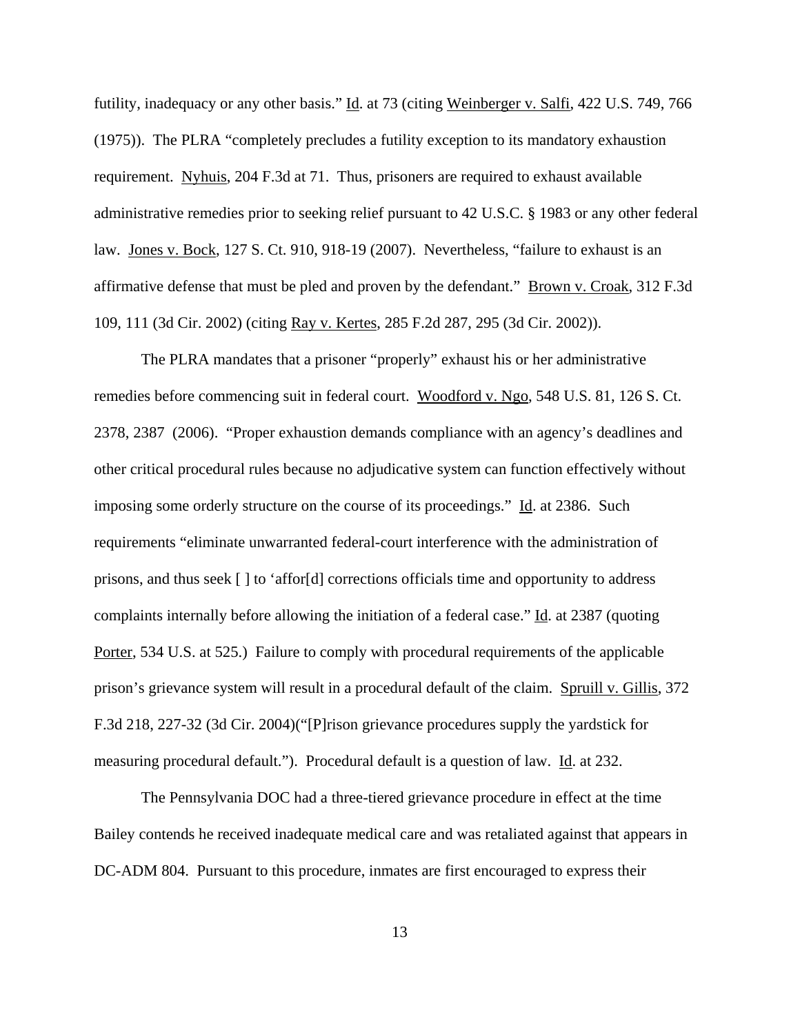futility, inadequacy or any other basis." Id. at 73 (citing Weinberger v. Salfi, 422 U.S. 749, 766 (1975)). The PLRA "completely precludes a futility exception to its mandatory exhaustion requirement. Nyhuis, 204 F.3d at 71. Thus, prisoners are required to exhaust available administrative remedies prior to seeking relief pursuant to 42 U.S.C. § 1983 or any other federal law. Jones v. Bock, 127 S. Ct. 910, 918-19 (2007). Nevertheless, "failure to exhaust is an affirmative defense that must be pled and proven by the defendant." Brown v. Croak, 312 F.3d 109, 111 (3d Cir. 2002) (citing Ray v. Kertes, 285 F.2d 287, 295 (3d Cir. 2002)).

The PLRA mandates that a prisoner "properly" exhaust his or her administrative remedies before commencing suit in federal court. Woodford v. Ngo, 548 U.S. 81, 126 S. Ct. 2378, 2387 (2006). "Proper exhaustion demands compliance with an agency's deadlines and other critical procedural rules because no adjudicative system can function effectively without imposing some orderly structure on the course of its proceedings." Id. at 2386. Such requirements "eliminate unwarranted federal-court interference with the administration of prisons, and thus seek [ ] to 'affor[d] corrections officials time and opportunity to address complaints internally before allowing the initiation of a federal case." Id. at 2387 (quoting Porter, 534 U.S. at 525.) Failure to comply with procedural requirements of the applicable prison's grievance system will result in a procedural default of the claim. Spruill v. Gillis, 372 F.3d 218, 227-32 (3d Cir. 2004)("[P]rison grievance procedures supply the yardstick for measuring procedural default."). Procedural default is a question of law. Id. at 232.

The Pennsylvania DOC had a three-tiered grievance procedure in effect at the time Bailey contends he received inadequate medical care and was retaliated against that appears in DC-ADM 804. Pursuant to this procedure, inmates are first encouraged to express their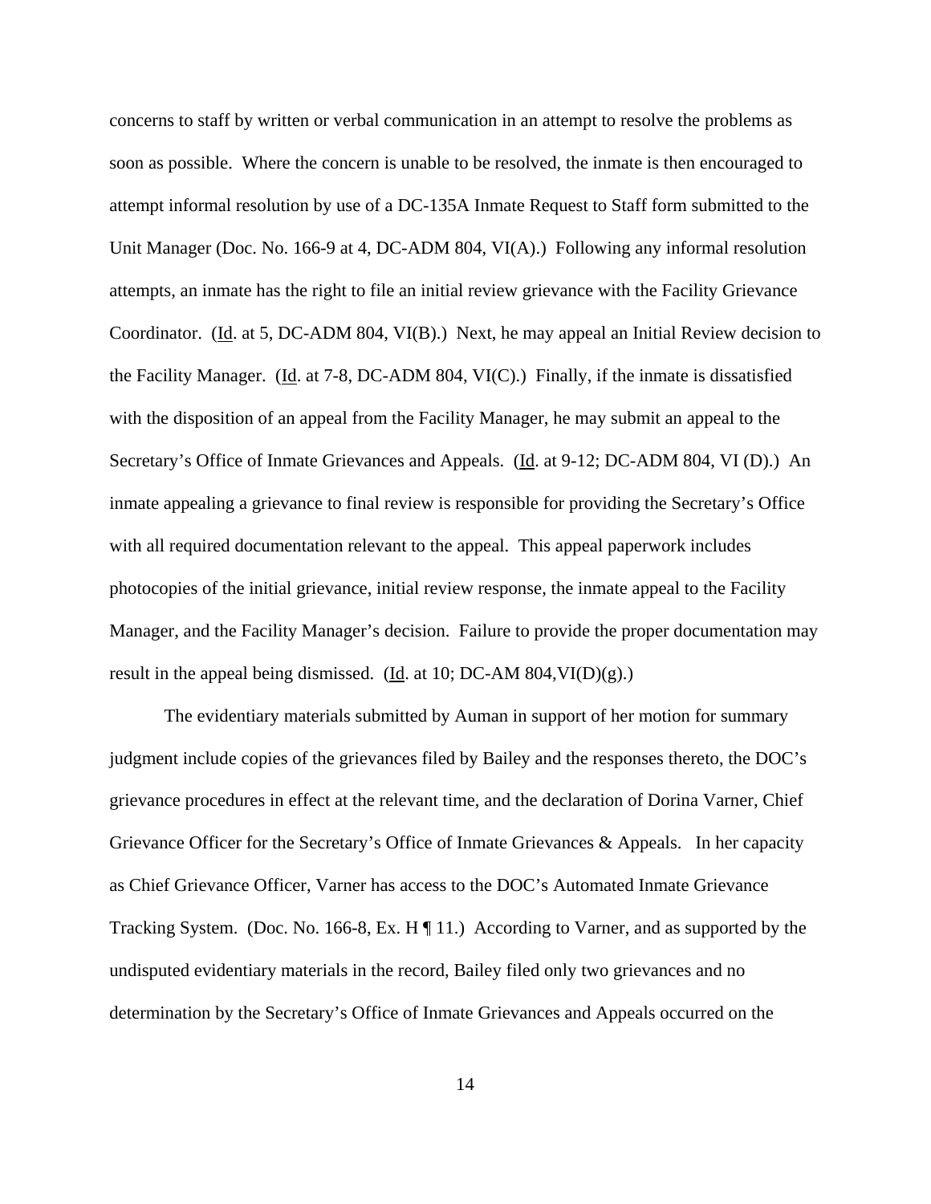concerns to staff by written or verbal communication in an attempt to resolve the problems as soon as possible. Where the concern is unable to be resolved, the inmate is then encouraged to attempt informal resolution by use of a DC-135A Inmate Request to Staff form submitted to the Unit Manager (Doc. No. 166-9 at 4, DC-ADM 804, VI(A).) Following any informal resolution attempts, an inmate has the right to file an initial review grievance with the Facility Grievance Coordinator. (Id. at 5, DC-ADM 804, VI(B).) Next, he may appeal an Initial Review decision to the Facility Manager. (Id. at 7-8, DC-ADM 804, VI(C).) Finally, if the inmate is dissatisfied with the disposition of an appeal from the Facility Manager, he may submit an appeal to the Secretary's Office of Inmate Grievances and Appeals. (Id. at 9-12; DC-ADM 804, VI (D).) An inmate appealing a grievance to final review is responsible for providing the Secretary's Office with all required documentation relevant to the appeal. This appeal paperwork includes photocopies of the initial grievance, initial review response, the inmate appeal to the Facility Manager, and the Facility Manager's decision. Failure to provide the proper documentation may result in the appeal being dismissed. (Id. at 10; DC-AM 804,VI(D)(g).)

The evidentiary materials submitted by Auman in support of her motion for summary judgment include copies of the grievances filed by Bailey and the responses thereto, the DOC's grievance procedures in effect at the relevant time, and the declaration of Dorina Varner, Chief Grievance Officer for the Secretary's Office of Inmate Grievances & Appeals. In her capacity as Chief Grievance Officer, Varner has access to the DOC's Automated Inmate Grievance Tracking System. (Doc. No. 166-8, Ex. H ¶ 11.) According to Varner, and as supported by the undisputed evidentiary materials in the record, Bailey filed only two grievances and no determination by the Secretary's Office of Inmate Grievances and Appeals occurred on the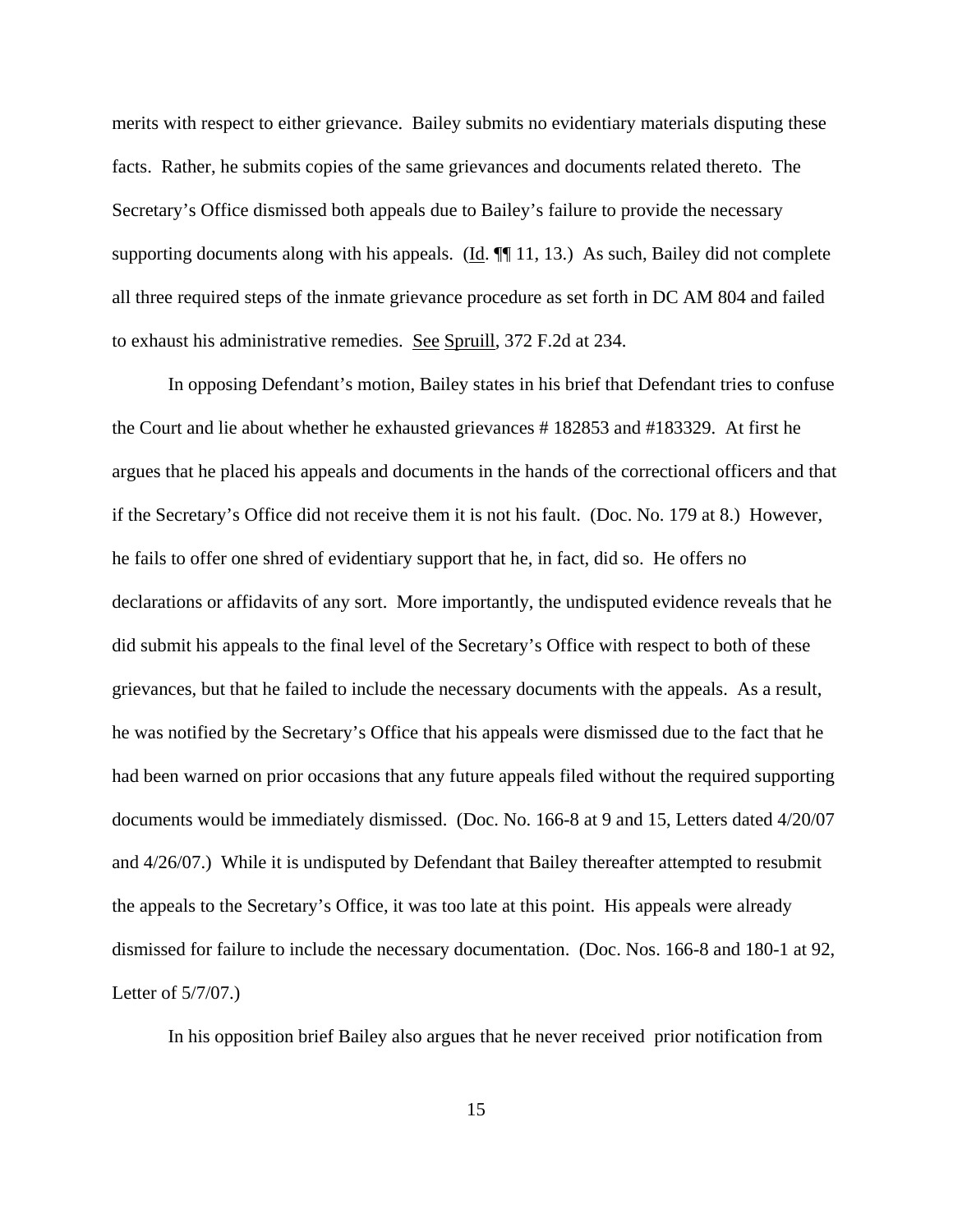merits with respect to either grievance. Bailey submits no evidentiary materials disputing these facts. Rather, he submits copies of the same grievances and documents related thereto. The Secretary's Office dismissed both appeals due to Bailey's failure to provide the necessary supporting documents along with his appeals. (Id. ¶¶ 11, 13.) As such, Bailey did not complete all three required steps of the inmate grievance procedure as set forth in DC AM 804 and failed to exhaust his administrative remedies. See Spruill, 372 F.2d at 234.

In opposing Defendant's motion, Bailey states in his brief that Defendant tries to confuse the Court and lie about whether he exhausted grievances # 182853 and #183329. At first he argues that he placed his appeals and documents in the hands of the correctional officers and that if the Secretary's Office did not receive them it is not his fault. (Doc. No. 179 at 8.) However, he fails to offer one shred of evidentiary support that he, in fact, did so. He offers no declarations or affidavits of any sort. More importantly, the undisputed evidence reveals that he did submit his appeals to the final level of the Secretary's Office with respect to both of these grievances, but that he failed to include the necessary documents with the appeals. As a result, he was notified by the Secretary's Office that his appeals were dismissed due to the fact that he had been warned on prior occasions that any future appeals filed without the required supporting documents would be immediately dismissed. (Doc. No. 166-8 at 9 and 15, Letters dated 4/20/07 and 4/26/07.) While it is undisputed by Defendant that Bailey thereafter attempted to resubmit the appeals to the Secretary's Office, it was too late at this point. His appeals were already dismissed for failure to include the necessary documentation. (Doc. Nos. 166-8 and 180-1 at 92, Letter of 5/7/07.)

In his opposition brief Bailey also argues that he never received prior notification from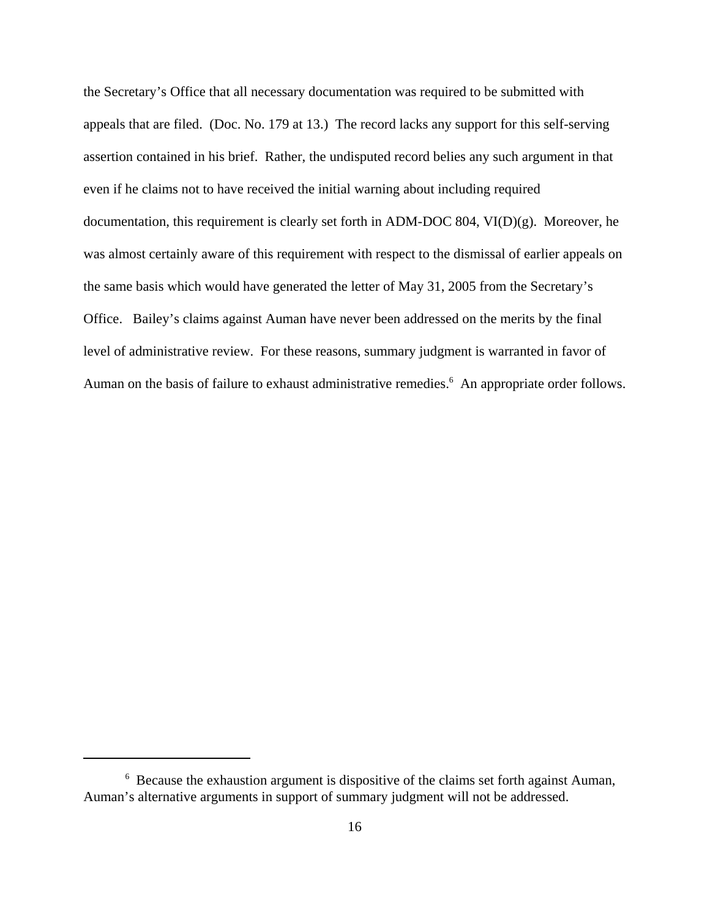the Secretary's Office that all necessary documentation was required to be submitted with appeals that are filed. (Doc. No. 179 at 13.) The record lacks any support for this self-serving assertion contained in his brief. Rather, the undisputed record belies any such argument in that even if he claims not to have received the initial warning about including required documentation, this requirement is clearly set forth in ADM-DOC 804, VI(D)(g). Moreover, he was almost certainly aware of this requirement with respect to the dismissal of earlier appeals on the same basis which would have generated the letter of May 31, 2005 from the Secretary's Office. Bailey's claims against Auman have never been addressed on the merits by the final level of administrative review. For these reasons, summary judgment is warranted in favor of Auman on the basis of failure to exhaust administrative remedies.[6] An appropriate order follows.

---

[6] Because the exhaustion argument is dispositive of the claims set forth against Auman, Auman's alternative arguments in support of summary judgment will not be addressed.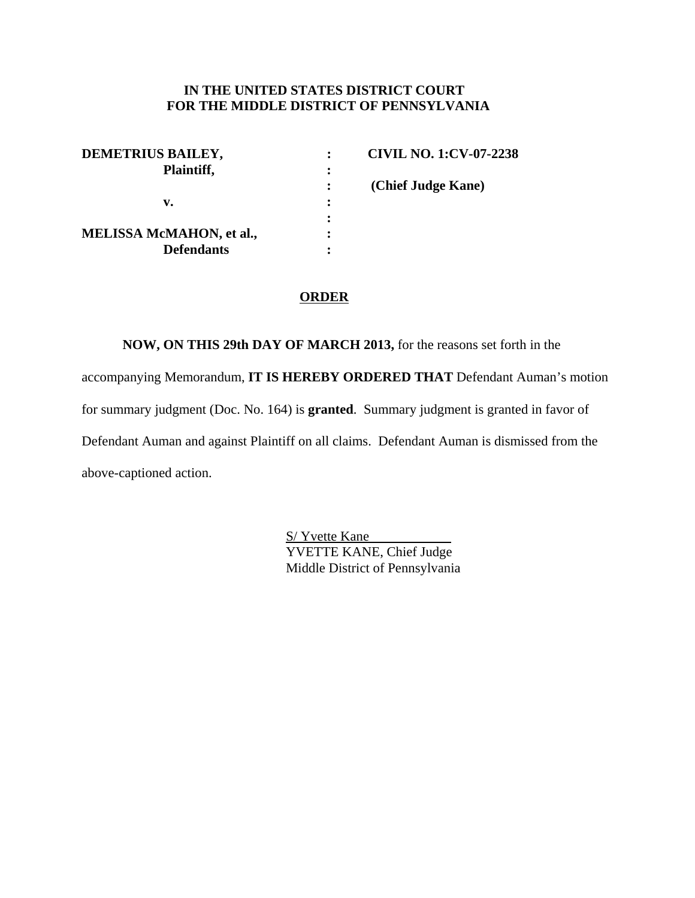**IN THE UNITED STATES DISTRICT COURT**
**FOR THE MIDDLE DISTRICT OF PENNSYLVANIA**

| | | |
|---|---|---|
| **DEMETRIUS BAILEY,** | : | **CIVIL NO. 1:CV-07-2238** |
| **Plaintiff,** | : | |
| | : | **(Chief Judge Kane)** |
| **v.** | : | |
| | : | |
| **MELISSA McMAHON, et al.,** | : | |
| **Defendants** | : | |

**ORDER**

**NOW, ON THIS 29th DAY OF MARCH 2013,** for the reasons set forth in the accompanying Memorandum, **IT IS HEREBY ORDERED THAT** Defendant Auman's motion for summary judgment (Doc. No. 164) is **granted**. Summary judgment is granted in favor of Defendant Auman and against Plaintiff on all claims. Defendant Auman is dismissed from the above-captioned action.

S/ Yvette Kane
YVETTE KANE, Chief Judge
Middle District of Pennsylvania